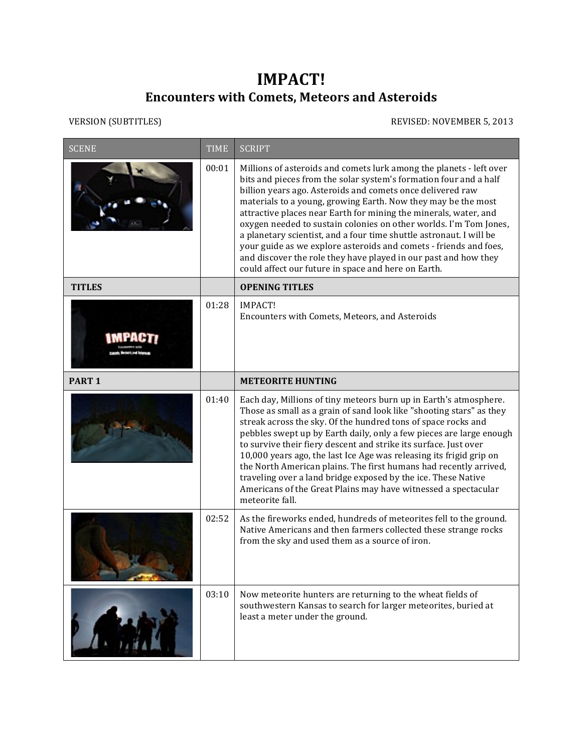# IMPACT!

## Encounters with Comets, Meteors and Asteroids

VERSION (SUBTITLES) REVISED: NOVEMBER 5, 2013

| SCENE | TIME | SCRIPT |
|---|---|---|
| | 00:01 | Millions of asteroids and comets lurk among the planets - left over bits and pieces from the solar system's formation four and a half billion years ago. Asteroids and comets once delivered raw materials to a young, growing Earth. Now they may be the most attractive places near Earth for mining the minerals, water, and oxygen needed to sustain colonies on other worlds. I'm Tom Jones, a planetary scientist, and a four time shuttle astronaut. I will be your guide as we explore asteroids and comets - friends and foes, and discover the role they have played in our past and how they could affect our future in space and here on Earth. |
| **TITLES** | | **OPENING TITLES** |
| | 01:28 | IMPACT!<br>Encounters with Comets, Meteors, and Asteroids |
| **PART 1** | | **METEORITE HUNTING** |
| | 01:40 | Each day, Millions of tiny meteors burn up in Earth's atmosphere. Those as small as a grain of sand look like "shooting stars" as they streak across the sky. Of the hundred tons of space rocks and pebbles swept up by Earth daily, only a few pieces are large enough to survive their fiery descent and strike its surface. Just over 10,000 years ago, the last Ice Age was releasing its frigid grip on the North American plains. The first humans had recently arrived, traveling over a land bridge exposed by the ice. These Native Americans of the Great Plains may have witnessed a spectacular meteorite fall. |
| | 02:52 | As the fireworks ended, hundreds of meteorites fell to the ground. Native Americans and then farmers collected these strange rocks from the sky and used them as a source of iron. |
| | 03:10 | Now meteorite hunters are returning to the wheat fields of southwestern Kansas to search for larger meteorites, buried at least a meter under the ground. |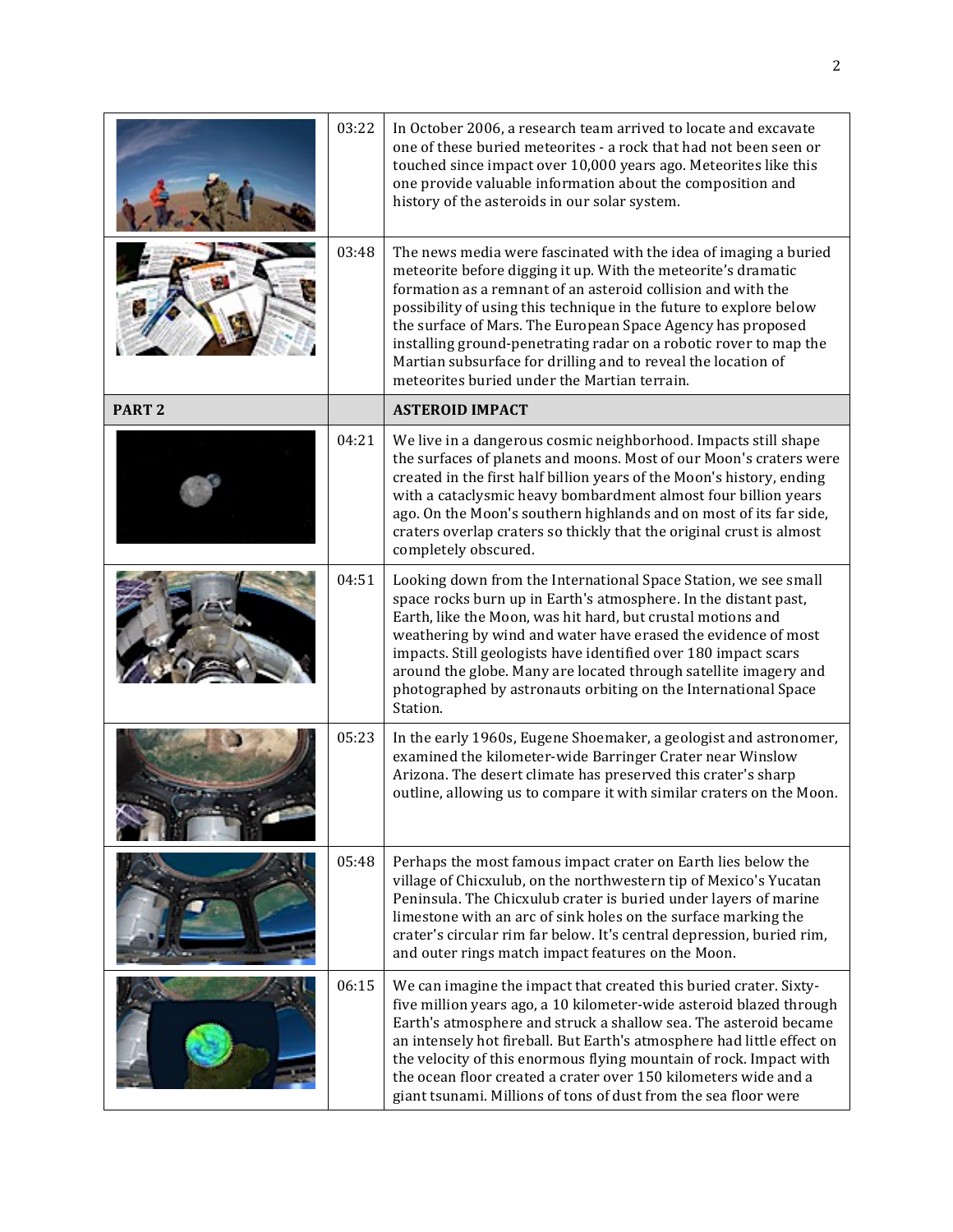| | | |
|---|---|---|
| | 03:22 | In October 2006, a research team arrived to locate and excavate one of these buried meteorites - a rock that had not been seen or touched since impact over 10,000 years ago. Meteorites like this one provide valuable information about the composition and history of the asteroids in our solar system. |
| | 03:48 | The news media were fascinated with the idea of imaging a buried meteorite before digging it up. With the meteorite's dramatic formation as a remnant of an asteroid collision and with the possibility of using this technique in the future to explore below the surface of Mars. The European Space Agency has proposed installing ground-penetrating radar on a robotic rover to map the Martian subsurface for drilling and to reveal the location of meteorites buried under the Martian terrain. |
| **PART 2** | | **ASTEROID IMPACT** |
| | 04:21 | We live in a dangerous cosmic neighborhood. Impacts still shape the surfaces of planets and moons. Most of our Moon's craters were created in the first half billion years of the Moon's history, ending with a cataclysmic heavy bombardment almost four billion years ago. On the Moon's southern highlands and on most of its far side, craters overlap craters so thickly that the original crust is almost completely obscured. |
| | 04:51 | Looking down from the International Space Station, we see small space rocks burn up in Earth's atmosphere. In the distant past, Earth, like the Moon, was hit hard, but crustal motions and weathering by wind and water have erased the evidence of most impacts. Still geologists have identified over 180 impact scars around the globe. Many are located through satellite imagery and photographed by astronauts orbiting on the International Space Station. |
| | 05:23 | In the early 1960s, Eugene Shoemaker, a geologist and astronomer, examined the kilometer-wide Barringer Crater near Winslow Arizona. The desert climate has preserved this crater's sharp outline, allowing us to compare it with similar craters on the Moon. |
| | 05:48 | Perhaps the most famous impact crater on Earth lies below the village of Chicxulub, on the northwestern tip of Mexico's Yucatan Peninsula. The Chicxulub crater is buried under layers of marine limestone with an arc of sink holes on the surface marking the crater's circular rim far below. It's central depression, buried rim, and outer rings match impact features on the Moon. |
| | 06:15 | We can imagine the impact that created this buried crater. Sixty-five million years ago, a 10 kilometer-wide asteroid blazed through Earth's atmosphere and struck a shallow sea. The asteroid became an intensely hot fireball. But Earth's atmosphere had little effect on the velocity of this enormous flying mountain of rock. Impact with the ocean floor created a crater over 150 kilometers wide and a giant tsunami. Millions of tons of dust from the sea floor were |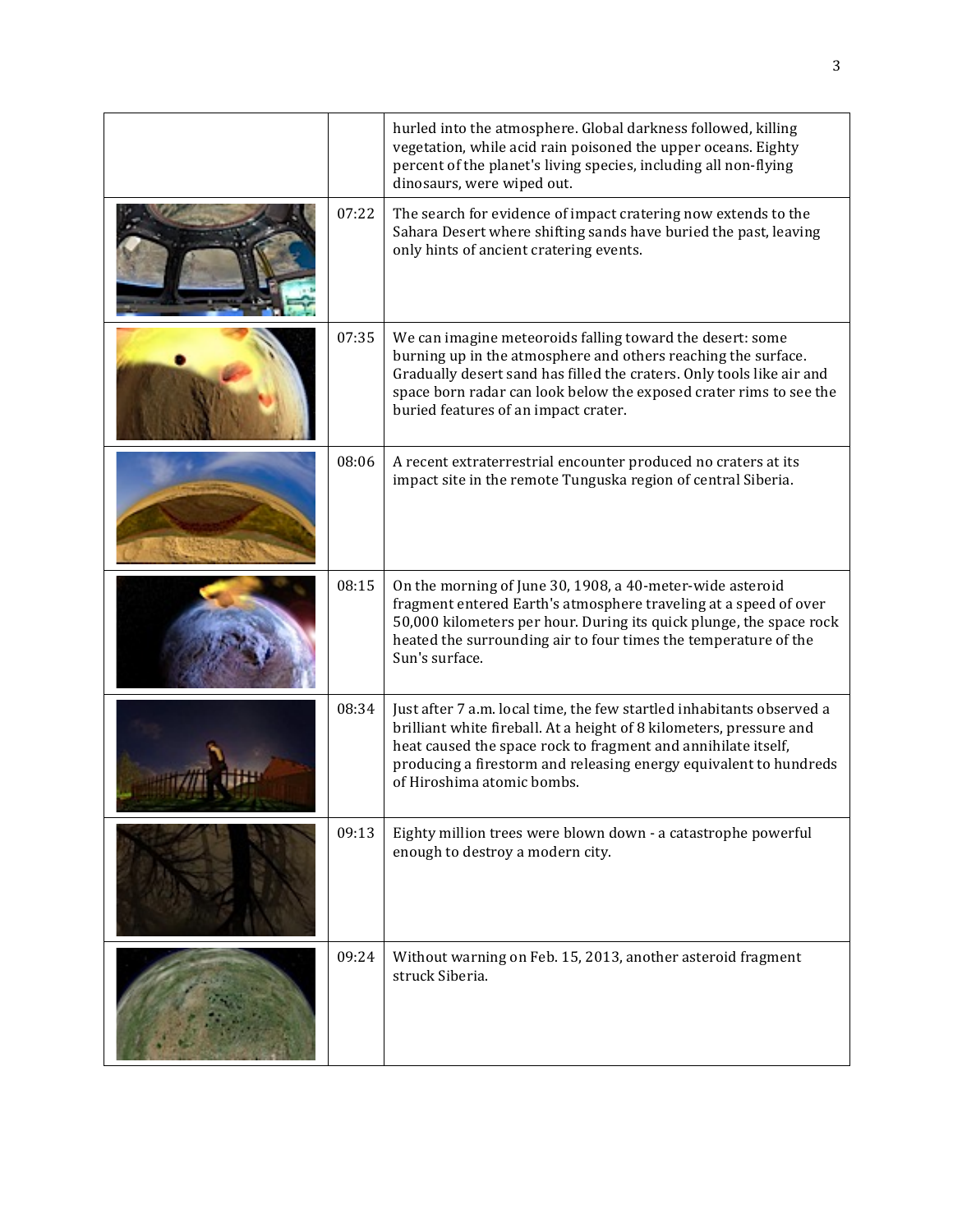| | | |
|---|---|---|
| | | hurled into the atmosphere. Global darkness followed, killing vegetation, while acid rain poisoned the upper oceans. Eighty percent of the planet's living species, including all non-flying dinosaurs, were wiped out. |
| | 07:22 | The search for evidence of impact cratering now extends to the Sahara Desert where shifting sands have buried the past, leaving only hints of ancient cratering events. |
| | 07:35 | We can imagine meteoroids falling toward the desert: some burning up in the atmosphere and others reaching the surface. Gradually desert sand has filled the craters. Only tools like air and space born radar can look below the exposed crater rims to see the buried features of an impact crater. |
| | 08:06 | A recent extraterrestrial encounter produced no craters at its impact site in the remote Tunguska region of central Siberia. |
| | 08:15 | On the morning of June 30, 1908, a 40-meter-wide asteroid fragment entered Earth's atmosphere traveling at a speed of over 50,000 kilometers per hour. During its quick plunge, the space rock heated the surrounding air to four times the temperature of the Sun's surface. |
| | 08:34 | Just after 7 a.m. local time, the few startled inhabitants observed a brilliant white fireball. At a height of 8 kilometers, pressure and heat caused the space rock to fragment and annihilate itself, producing a firestorm and releasing energy equivalent to hundreds of Hiroshima atomic bombs. |
| | 09:13 | Eighty million trees were blown down - a catastrophe powerful enough to destroy a modern city. |
| | 09:24 | Without warning on Feb. 15, 2013, another asteroid fragment struck Siberia. |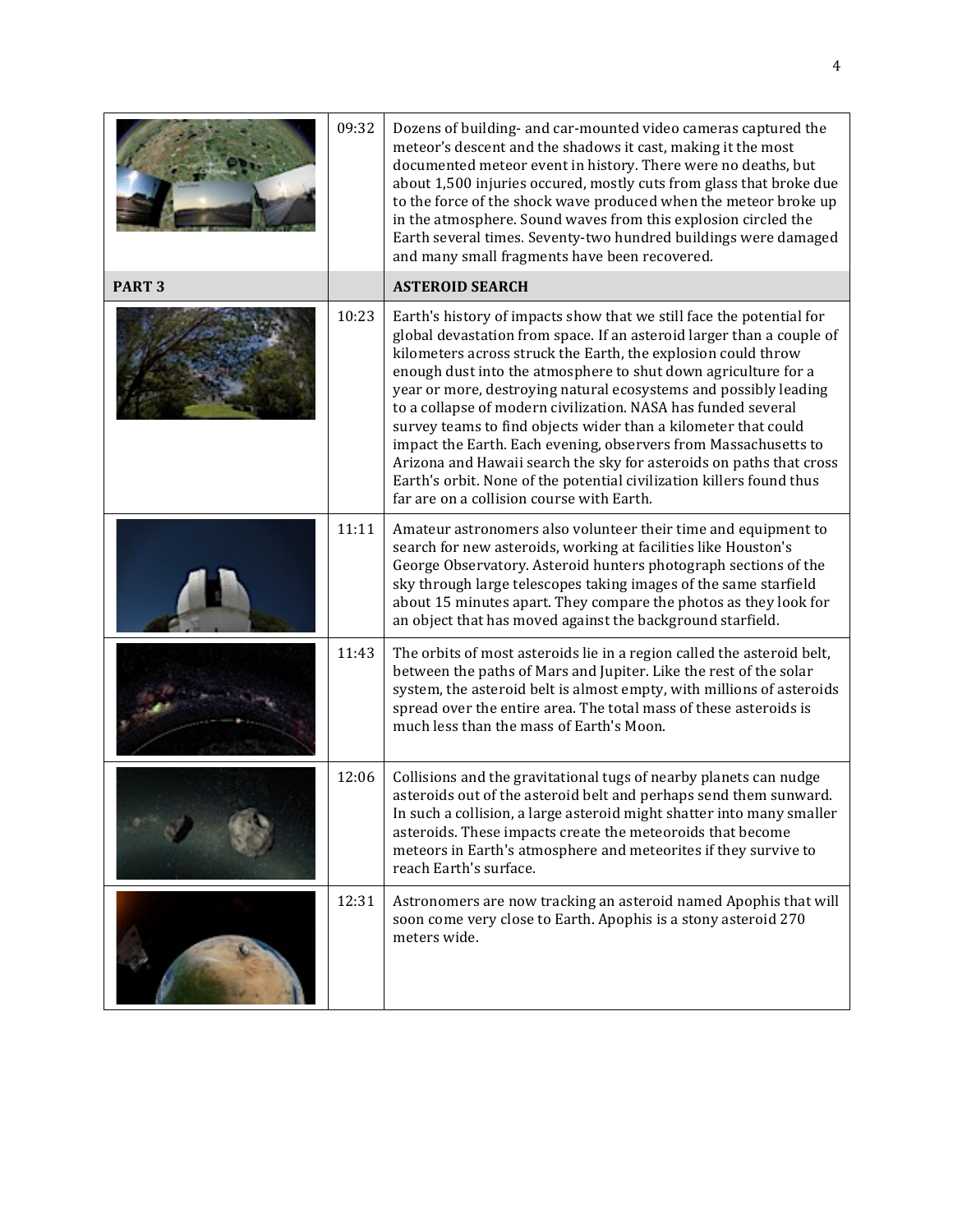| | | |
|---|---|---|
| | 09:32 | Dozens of building- and car-mounted video cameras captured the meteor's descent and the shadows it cast, making it the most documented meteor event in history. There were no deaths, but about 1,500 injuries occured, mostly cuts from glass that broke due to the force of the shock wave produced when the meteor broke up in the atmosphere. Sound waves from this explosion circled the Earth several times. Seventy-two hundred buildings were damaged and many small fragments have been recovered. |
| **PART 3** | | **ASTEROID SEARCH** |
| | 10:23 | Earth's history of impacts show that we still face the potential for global devastation from space. If an asteroid larger than a couple of kilometers across struck the Earth, the explosion could throw enough dust into the atmosphere to shut down agriculture for a year or more, destroying natural ecosystems and possibly leading to a collapse of modern civilization. NASA has funded several survey teams to find objects wider than a kilometer that could impact the Earth. Each evening, observers from Massachusetts to Arizona and Hawaii search the sky for asteroids on paths that cross Earth's orbit. None of the potential civilization killers found thus far are on a collision course with Earth. |
| | 11:11 | Amateur astronomers also volunteer their time and equipment to search for new asteroids, working at facilities like Houston's George Observatory. Asteroid hunters photograph sections of the sky through large telescopes taking images of the same starfield about 15 minutes apart. They compare the photos as they look for an object that has moved against the background starfield. |
| | 11:43 | The orbits of most asteroids lie in a region called the asteroid belt, between the paths of Mars and Jupiter. Like the rest of the solar system, the asteroid belt is almost empty, with millions of asteroids spread over the entire area. The total mass of these asteroids is much less than the mass of Earth's Moon. |
| | 12:06 | Collisions and the gravitational tugs of nearby planets can nudge asteroids out of the asteroid belt and perhaps send them sunward. In such a collision, a large asteroid might shatter into many smaller asteroids. These impacts create the meteoroids that become meteors in Earth's atmosphere and meteorites if they survive to reach Earth's surface. |
| | 12:31 | Astronomers are now tracking an asteroid named Apophis that will soon come very close to Earth. Apophis is a stony asteroid 270 meters wide. |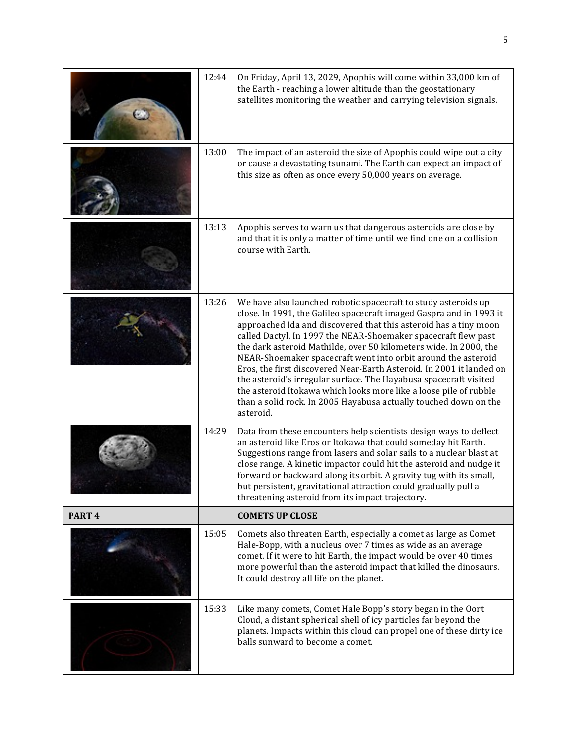| | | |
|---|---|---|
| | 12:44 | On Friday, April 13, 2029, Apophis will come within 33,000 km of the Earth - reaching a lower altitude than the geostationary satellites monitoring the weather and carrying television signals. |
| | 13:00 | The impact of an asteroid the size of Apophis could wipe out a city or cause a devastating tsunami. The Earth can expect an impact of this size as often as once every 50,000 years on average. |
| | 13:13 | Apophis serves to warn us that dangerous asteroids are close by and that it is only a matter of time until we find one on a collision course with Earth. |
| | 13:26 | We have also launched robotic spacecraft to study asteroids up close. In 1991, the Galileo spacecraft imaged Gaspra and in 1993 it approached Ida and discovered that this asteroid has a tiny moon called Dactyl. In 1997 the NEAR-Shoemaker spacecraft flew past the dark asteroid Mathilde, over 50 kilometers wide. In 2000, the NEAR-Shoemaker spacecraft went into orbit around the asteroid Eros, the first discovered Near-Earth Asteroid. In 2001 it landed on the asteroid's irregular surface. The Hayabusa spacecraft visited the asteroid Itokawa which looks more like a loose pile of rubble than a solid rock. In 2005 Hayabusa actually touched down on the asteroid. |
| | 14:29 | Data from these encounters help scientists design ways to deflect an asteroid like Eros or Itokawa that could someday hit Earth. Suggestions range from lasers and solar sails to a nuclear blast at close range. A kinetic impactor could hit the asteroid and nudge it forward or backward along its orbit. A gravity tug with its small, but persistent, gravitational attraction could gradually pull a threatening asteroid from its impact trajectory. |
| **PART 4** | | **COMETS UP CLOSE** |
| | 15:05 | Comets also threaten Earth, especially a comet as large as Comet Hale-Bopp, with a nucleus over 7 times as wide as an average comet. If it were to hit Earth, the impact would be over 40 times more powerful than the asteroid impact that killed the dinosaurs. It could destroy all life on the planet. |
| | 15:33 | Like many comets, Comet Hale Bopp's story began in the Oort Cloud, a distant spherical shell of icy particles far beyond the planets. Impacts within this cloud can propel one of these dirty ice balls sunward to become a comet. |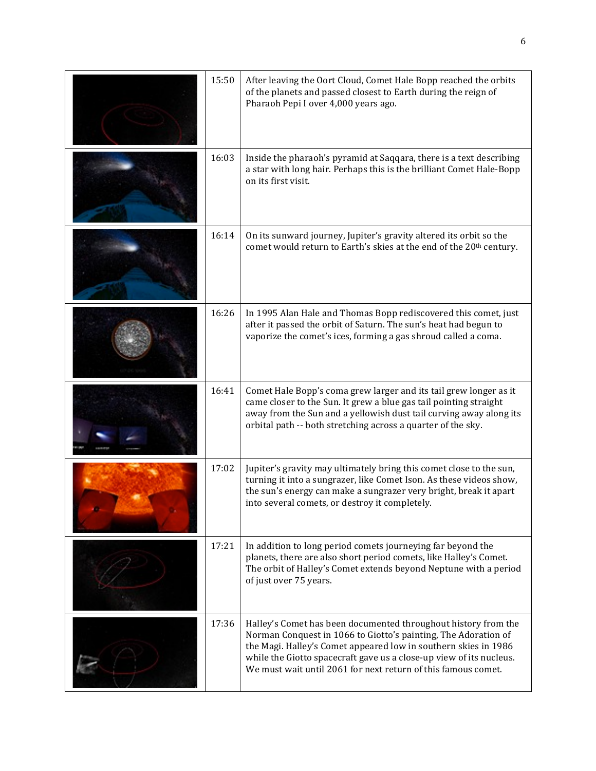| | | |
|---|---|---|
| | 15:50 | After leaving the Oort Cloud, Comet Hale Bopp reached the orbits of the planets and passed closest to Earth during the reign of Pharaoh Pepi I over 4,000 years ago. |
| | 16:03 | Inside the pharaoh's pyramid at Saqqara, there is a text describing a star with long hair. Perhaps this is the brilliant Comet Hale-Bopp on its first visit. |
| | 16:14 | On its sunward journey, Jupiter's gravity altered its orbit so the comet would return to Earth's skies at the end of the 20th century. |
| | 16:26 | In 1995 Alan Hale and Thomas Bopp rediscovered this comet, just after it passed the orbit of Saturn. The sun's heat had begun to vaporize the comet's ices, forming a gas shroud called a coma. |
| | 16:41 | Comet Hale Bopp's coma grew larger and its tail grew longer as it came closer to the Sun. It grew a blue gas tail pointing straight away from the Sun and a yellowish dust tail curving away along its orbital path -- both stretching across a quarter of the sky. |
| | 17:02 | Jupiter's gravity may ultimately bring this comet close to the sun, turning it into a sungrazer, like Comet Ison. As these videos show, the sun's energy can make a sungrazer very bright, break it apart into several comets, or destroy it completely. |
| | 17:21 | In addition to long period comets journeying far beyond the planets, there are also short period comets, like Halley's Comet. The orbit of Halley's Comet extends beyond Neptune with a period of just over 75 years. |
| | 17:36 | Halley's Comet has been documented throughout history from the Norman Conquest in 1066 to Giotto's painting, The Adoration of the Magi. Halley's Comet appeared low in southern skies in 1986 while the Giotto spacecraft gave us a close-up view of its nucleus. We must wait until 2061 for next return of this famous comet. |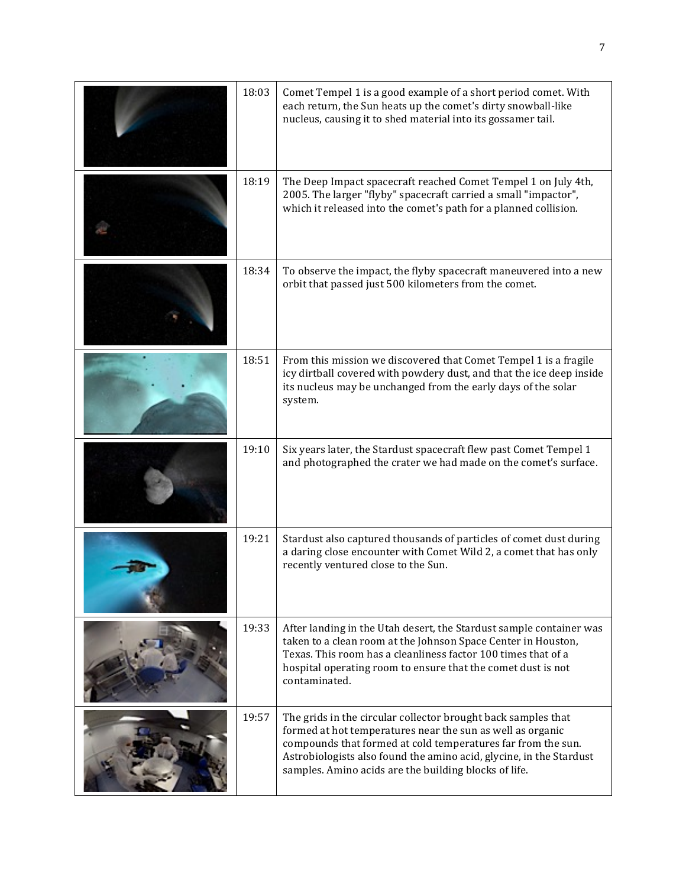| | | |
|---|---|---|
| | 18:03 | Comet Tempel 1 is a good example of a short period comet. With each return, the Sun heats up the comet's dirty snowball-like nucleus, causing it to shed material into its gossamer tail. |
| | 18:19 | The Deep Impact spacecraft reached Comet Tempel 1 on July 4th, 2005. The larger "flyby" spacecraft carried a small "impactor", which it released into the comet's path for a planned collision. |
| | 18:34 | To observe the impact, the flyby spacecraft maneuvered into a new orbit that passed just 500 kilometers from the comet. |
| | 18:51 | From this mission we discovered that Comet Tempel 1 is a fragile icy dirtball covered with powdery dust, and that the ice deep inside its nucleus may be unchanged from the early days of the solar system. |
| | 19:10 | Six years later, the Stardust spacecraft flew past Comet Tempel 1 and photographed the crater we had made on the comet's surface. |
| | 19:21 | Stardust also captured thousands of particles of comet dust during a daring close encounter with Comet Wild 2, a comet that has only recently ventured close to the Sun. |
| | 19:33 | After landing in the Utah desert, the Stardust sample container was taken to a clean room at the Johnson Space Center in Houston, Texas. This room has a cleanliness factor 100 times that of a hospital operating room to ensure that the comet dust is not contaminated. |
| | 19:57 | The grids in the circular collector brought back samples that formed at hot temperatures near the sun as well as organic compounds that formed at cold temperatures far from the sun. Astrobiologists also found the amino acid, glycine, in the Stardust samples. Amino acids are the building blocks of life. |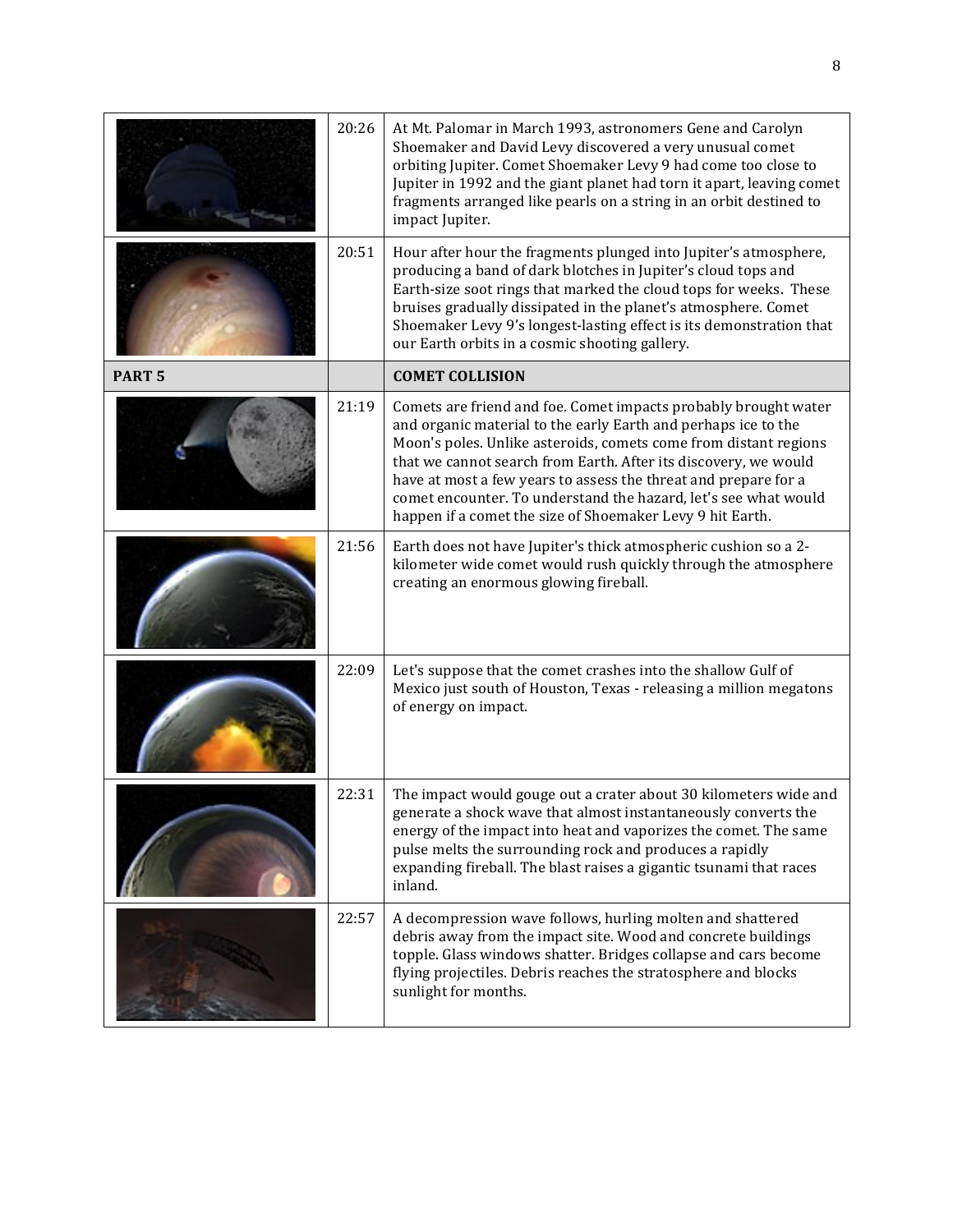| | | |
|---|---|---|
| | 20:26 | At Mt. Palomar in March 1993, astronomers Gene and Carolyn Shoemaker and David Levy discovered a very unusual comet orbiting Jupiter. Comet Shoemaker Levy 9 had come too close to Jupiter in 1992 and the giant planet had torn it apart, leaving comet fragments arranged like pearls on a string in an orbit destined to impact Jupiter. |
| | 20:51 | Hour after hour the fragments plunged into Jupiter's atmosphere, producing a band of dark blotches in Jupiter's cloud tops and Earth-size soot rings that marked the cloud tops for weeks. These bruises gradually dissipated in the planet's atmosphere. Comet Shoemaker Levy 9's longest-lasting effect is its demonstration that our Earth orbits in a cosmic shooting gallery. |
| **PART 5** | | **COMET COLLISION** |
| | 21:19 | Comets are friend and foe. Comet impacts probably brought water and organic material to the early Earth and perhaps ice to the Moon's poles. Unlike asteroids, comets come from distant regions that we cannot search from Earth. After its discovery, we would have at most a few years to assess the threat and prepare for a comet encounter. To understand the hazard, let's see what would happen if a comet the size of Shoemaker Levy 9 hit Earth. |
| | 21:56 | Earth does not have Jupiter's thick atmospheric cushion so a 2-kilometer wide comet would rush quickly through the atmosphere creating an enormous glowing fireball. |
| | 22:09 | Let's suppose that the comet crashes into the shallow Gulf of Mexico just south of Houston, Texas - releasing a million megatons of energy on impact. |
| | 22:31 | The impact would gouge out a crater about 30 kilometers wide and generate a shock wave that almost instantaneously converts the energy of the impact into heat and vaporizes the comet. The same pulse melts the surrounding rock and produces a rapidly expanding fireball. The blast raises a gigantic tsunami that races inland. |
| | 22:57 | A decompression wave follows, hurling molten and shattered debris away from the impact site. Wood and concrete buildings topple. Glass windows shatter. Bridges collapse and cars become flying projectiles. Debris reaches the stratosphere and blocks sunlight for months. |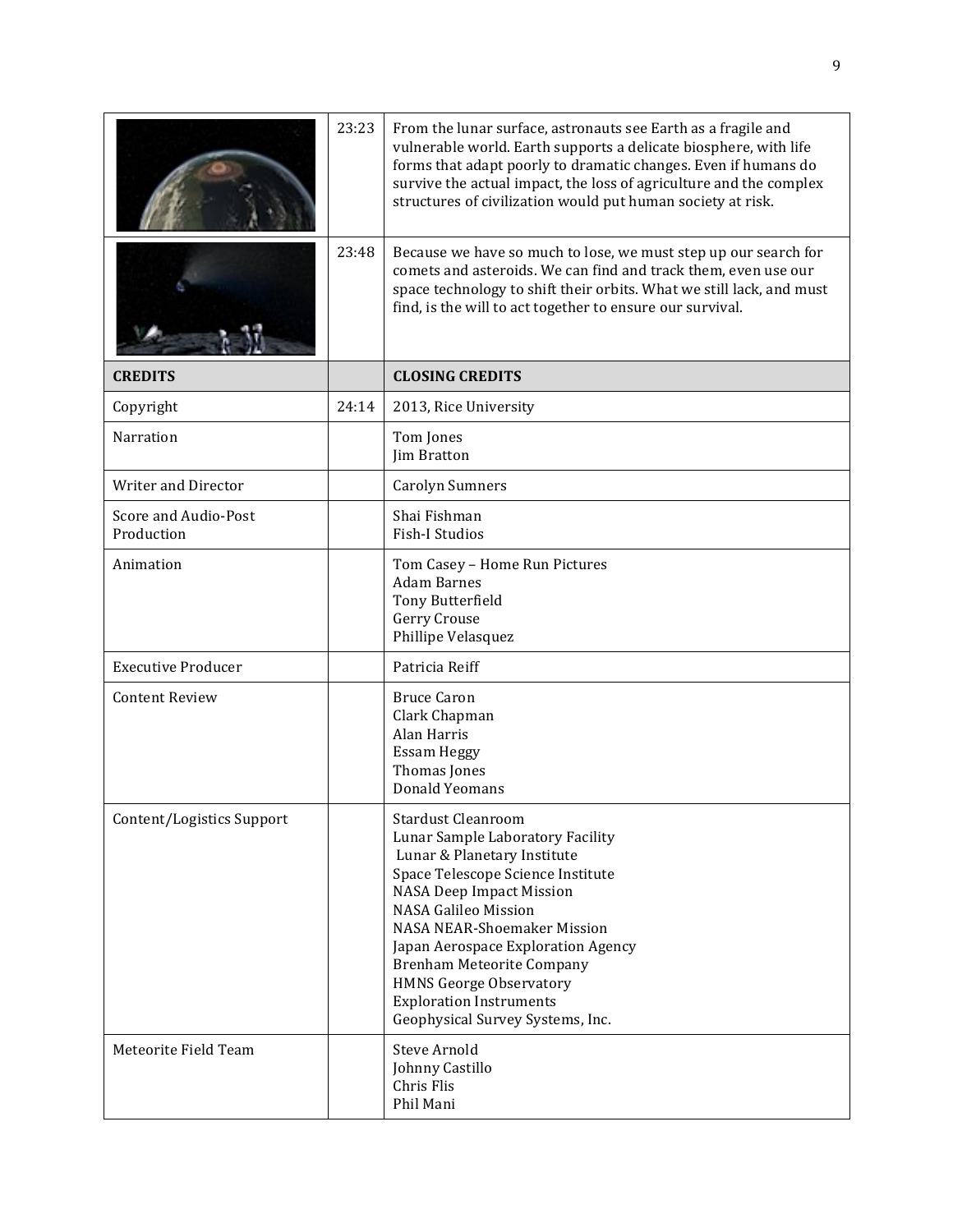| | | |
|---|---|---|
| | 23:23 | From the lunar surface, astronauts see Earth as a fragile and vulnerable world. Earth supports a delicate biosphere, with life forms that adapt poorly to dramatic changes. Even if humans do survive the actual impact, the loss of agriculture and the complex structures of civilization would put human society at risk. |
| | 23:48 | Because we have so much to lose, we must step up our search for comets and asteroids. We can find and track them, even use our space technology to shift their orbits. What we still lack, and must find, is the will to act together to ensure our survival. |
| **CREDITS** | | **CLOSING CREDITS** |
| Copyright | 24:14 | 2013, Rice University |
| Narration | | Tom Jones<br>Jim Bratton |
| Writer and Director | | Carolyn Sumners |
| Score and Audio-Post Production | | Shai Fishman<br>Fish-I Studios |
| Animation | | Tom Casey – Home Run Pictures<br>Adam Barnes<br>Tony Butterfield<br>Gerry Crouse<br>Phillipe Velasquez |
| Executive Producer | | Patricia Reiff |
| Content Review | | Bruce Caron<br>Clark Chapman<br>Alan Harris<br>Essam Heggy<br>Thomas Jones<br>Donald Yeomans |
| Content/Logistics Support | | Stardust Cleanroom<br>Lunar Sample Laboratory Facility<br>Lunar & Planetary Institute<br>Space Telescope Science Institute<br>NASA Deep Impact Mission<br>NASA Galileo Mission<br>NASA NEAR-Shoemaker Mission<br>Japan Aerospace Exploration Agency<br>Brenham Meteorite Company<br>HMNS George Observatory<br>Exploration Instruments<br>Geophysical Survey Systems, Inc. |
| Meteorite Field Team | | Steve Arnold<br>Johnny Castillo<br>Chris Flis<br>Phil Mani |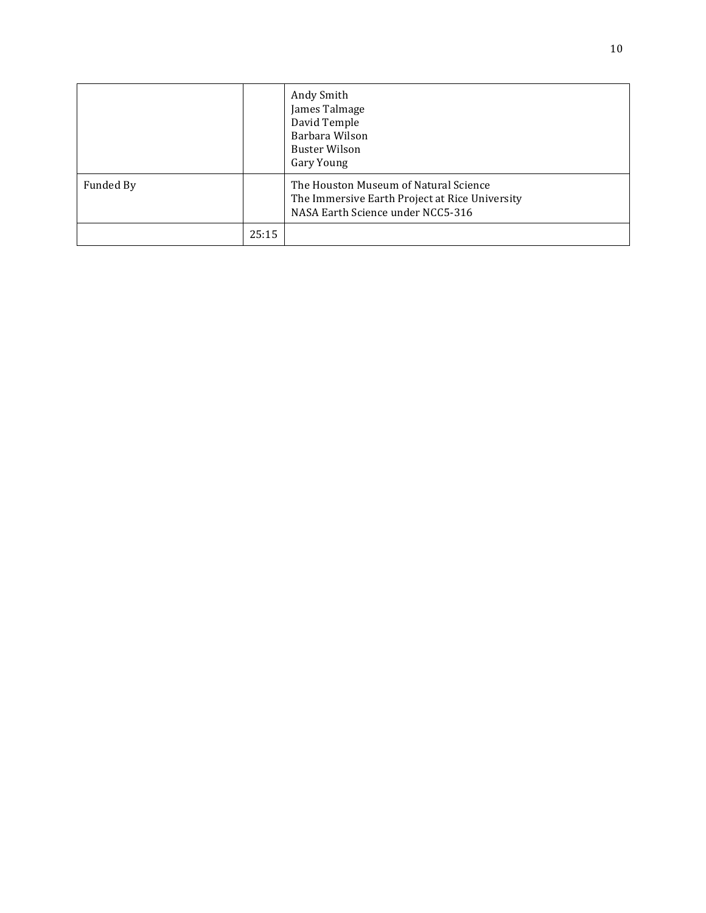| | | |
|---|---|---|
| | | Andy Smith<br>James Talmage<br>David Temple<br>Barbara Wilson<br>Buster Wilson<br>Gary Young |
| Funded By | | The Houston Museum of Natural Science<br>The Immersive Earth Project at Rice University<br>NASA Earth Science under NCC5-316 |
| | 25:15 | |